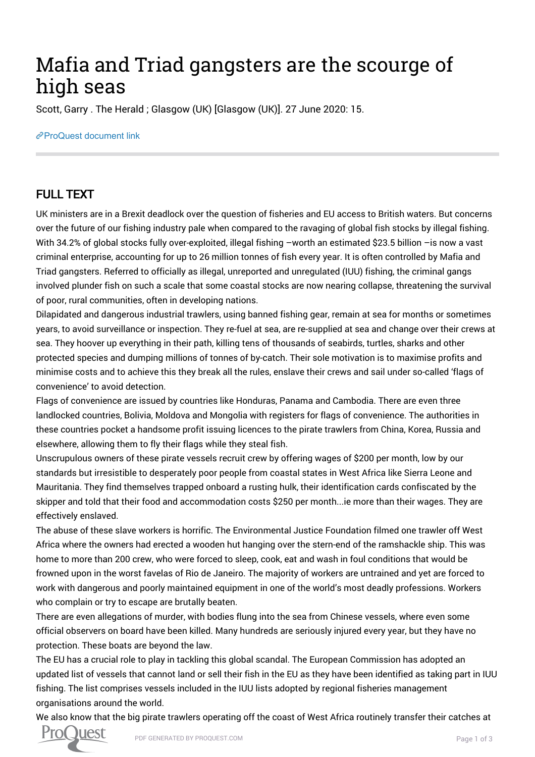# Mafia and Triad gangsters are the scourge of high seas

Scott, Garry . The Herald ; Glasgow (UK) [Glasgow (UK)]. 27 June 2020: 15.

ProQuest document link

## FULL TEXT

UK ministers are in a Brexit deadlock over the question of fisheries and EU access to British waters. But concerns over the future of our fishing industry pale when compared to the ravaging of global fish stocks by illegal fishing. With 34.2% of global stocks fully over-exploited, illegal fishing –worth an estimated $23.5 billion –is now a vast criminal enterprise, accounting for up to 26 million tonnes of fish every year. It is often controlled by Mafia and Triad gangsters. Referred to officially as illegal, unreported and unregulated (IUU) fishing, the criminal gangs involved plunder fish on such a scale that some coastal stocks are now nearing collapse, threatening the survival of poor, rural communities, often in developing nations.

Dilapidated and dangerous industrial trawlers, using banned fishing gear, remain at sea for months or sometimes years, to avoid surveillance or inspection. They re-fuel at sea, are re-supplied at sea and change over their crews at sea. They hoover up everything in their path, killing tens of thousands of seabirds, turtles, sharks and other protected species and dumping millions of tonnes of by-catch. Their sole motivation is to maximise profits and minimise costs and to achieve this they break all the rules, enslave their crews and sail under so-called 'flags of convenience' to avoid detection.

Flags of convenience are issued by countries like Honduras, Panama and Cambodia. There are even three landlocked countries, Bolivia, Moldova and Mongolia with registers for flags of convenience. The authorities in these countries pocket a handsome profit issuing licences to the pirate trawlers from China, Korea, Russia and elsewhere, allowing them to fly their flags while they steal fish.

Unscrupulous owners of these pirate vessels recruit crew by offering wages of $200 per month, low by our standards but irresistible to desperately poor people from coastal states in West Africa like Sierra Leone and Mauritania. They find themselves trapped onboard a rusting hulk, their identification cards confiscated by the skipper and told that their food and accommodation costs $250 per month...ie more than their wages. They are effectively enslaved.

The abuse of these slave workers is horrific. The Environmental Justice Foundation filmed one trawler off West Africa where the owners had erected a wooden hut hanging over the stern-end of the ramshackle ship. This was home to more than 200 crew, who were forced to sleep, cook, eat and wash in foul conditions that would be frowned upon in the worst favelas of Rio de Janeiro. The majority of workers are untrained and yet are forced to work with dangerous and poorly maintained equipment in one of the world's most deadly professions. Workers who complain or try to escape are brutally beaten.

There are even allegations of murder, with bodies flung into the sea from Chinese vessels, where even some official observers on board have been killed. Many hundreds are seriously injured every year, but they have no protection. These boats are beyond the law.

The EU has a crucial role to play in tackling this global scandal. The European Commission has adopted an updated list of vessels that cannot land or sell their fish in the EU as they have been identified as taking part in IUU fishing. The list comprises vessels included in the IUU lists adopted by regional fisheries management organisations around the world.

We also know that the big pirate trawlers operating off the coast of West Africa routinely transfer their catches at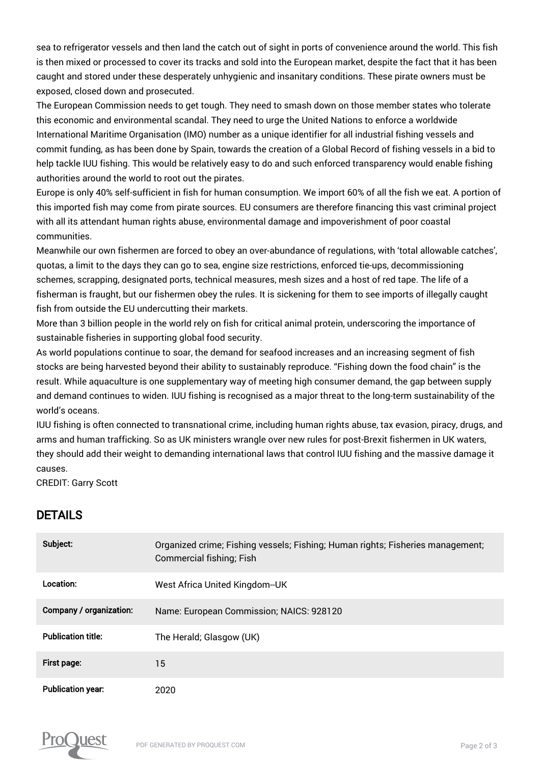sea to refrigerator vessels and then land the catch out of sight in ports of convenience around the world. This fish is then mixed or processed to cover its tracks and sold into the European market, despite the fact that it has been caught and stored under these desperately unhygienic and insanitary conditions. These pirate owners must be exposed, closed down and prosecuted.

The European Commission needs to get tough. They need to smash down on those member states who tolerate this economic and environmental scandal. They need to urge the United Nations to enforce a worldwide International Maritime Organisation (IMO) number as a unique identifier for all industrial fishing vessels and commit funding, as has been done by Spain, towards the creation of a Global Record of fishing vessels in a bid to help tackle IUU fishing. This would be relatively easy to do and such enforced transparency would enable fishing authorities around the world to root out the pirates.

Europe is only 40% self-sufficient in fish for human consumption. We import 60% of all the fish we eat. A portion of this imported fish may come from pirate sources. EU consumers are therefore financing this vast criminal project with all its attendant human rights abuse, environmental damage and impoverishment of poor coastal communities.

Meanwhile our own fishermen are forced to obey an over-abundance of regulations, with 'total allowable catches', quotas, a limit to the days they can go to sea, engine size restrictions, enforced tie-ups, decommissioning schemes, scrapping, designated ports, technical measures, mesh sizes and a host of red tape. The life of a fisherman is fraught, but our fishermen obey the rules. It is sickening for them to see imports of illegally caught fish from outside the EU undercutting their markets.

More than 3 billion people in the world rely on fish for critical animal protein, underscoring the importance of sustainable fisheries in supporting global food security.

As world populations continue to soar, the demand for seafood increases and an increasing segment of fish stocks are being harvested beyond their ability to sustainably reproduce. "Fishing down the food chain" is the result. While aquaculture is one supplementary way of meeting high consumer demand, the gap between supply and demand continues to widen. IUU fishing is recognised as a major threat to the long-term sustainability of the world's oceans.

IUU fishing is often connected to transnational crime, including human rights abuse, tax evasion, piracy, drugs, and arms and human trafficking. So as UK ministers wrangle over new rules for post-Brexit fishermen in UK waters, they should add their weight to demanding international laws that control IUU fishing and the massive damage it causes.

CREDIT: Garry Scott

## DETAILS

| | |
|---|---|
| **Subject:** | Organized crime; Fishing vessels; Fishing; Human rights; Fisheries management; Commercial fishing; Fish |
| **Location:** | West Africa United Kingdom--UK |
| **Company / organization:** | Name: European Commission; NAICS: 928120 |
| **Publication title:** | The Herald; Glasgow (UK) |
| **First page:** | 15 |
| **Publication year:** | 2020 |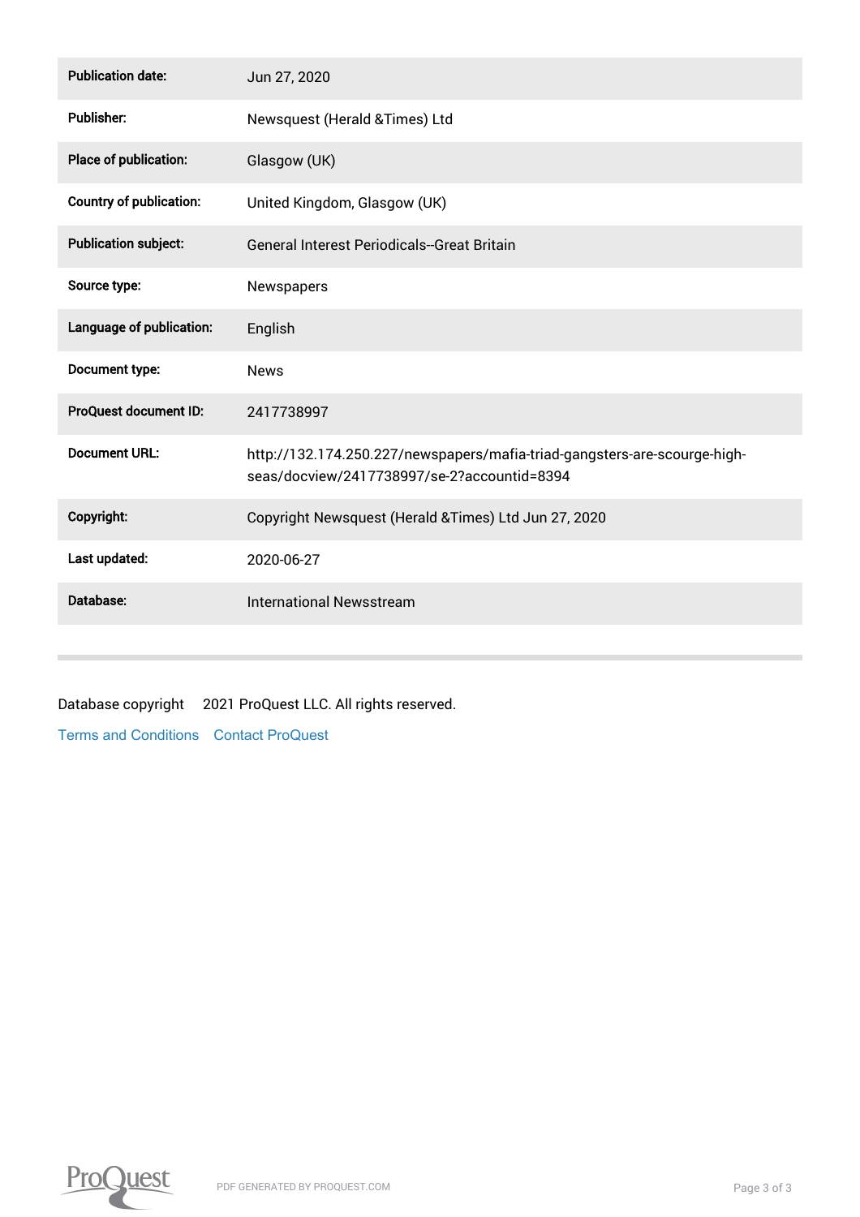| | |
|---|---|
| **Publication date:** | Jun 27, 2020 |
| **Publisher:** | Newsquest (Herald &Times) Ltd |
| **Place of publication:** | Glasgow (UK) |
| **Country of publication:** | United Kingdom, Glasgow (UK) |
| **Publication subject:** | General Interest Periodicals--Great Britain |
| **Source type:** | Newspapers |
| **Language of publication:** | English |
| **Document type:** | News |
| **ProQuest document ID:** | 2417738997 |
| **Document URL:** | http://132.174.250.227/newspapers/mafia-triad-gangsters-are-scourge-high-seas/docview/2417738997/se-2?accountid=8394 |
| **Copyright:** | Copyright Newsquest (Herald &Times) Ltd Jun 27, 2020 |
| **Last updated:** | 2020-06-27 |
| **Database:** | International Newsstream |

Database copyright 2021 ProQuest LLC. All rights reserved.

Terms and Conditions Contact ProQuest